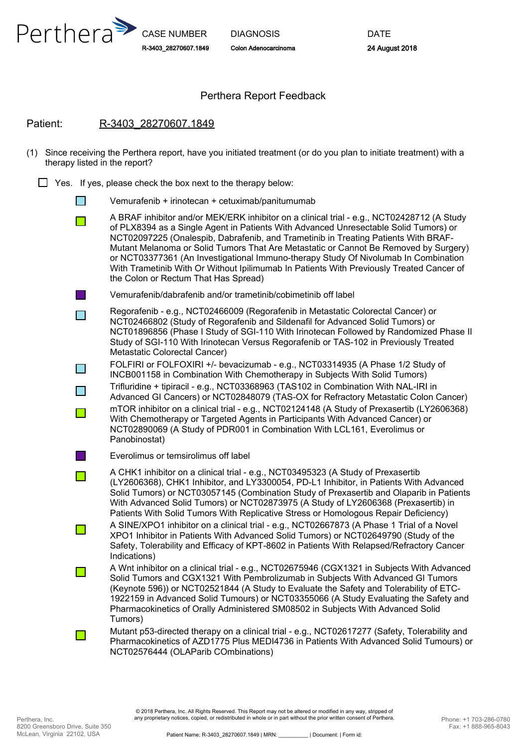Perthera

| CASE NUMBER | DIAGNOSIS | DATE |
|---|---|---|
| R-3403_28270607.1849 | Colon Adenocarcinoma | 24 August 2018 |

## Perthera Report Feedback

Patient: R-3403_28270607.1849

(1) Since receiving the Perthera report, have you initiated treatment (or do you plan to initiate treatment) with a therapy listed in the report?

- [ ] Yes. If yes, please check the box next to the therapy below:
  - [ ] Vemurafenib + irinotecan + cetuximab/panitumumab
  - [ ] A BRAF inhibitor and/or MEK/ERK inhibitor on a clinical trial - e.g., NCT02428712 (A Study of PLX8394 as a Single Agent in Patients With Advanced Unresectable Solid Tumors) or NCT02097225 (Onalespib, Dabrafenib, and Trametinib in Treating Patients With BRAF-Mutant Melanoma or Solid Tumors That Are Metastatic or Cannot Be Removed by Surgery) or NCT03377361 (An Investigational Immuno-therapy Study Of Nivolumab In Combination With Trametinib With Or Without Ipilimumab In Patients With Previously Treated Cancer of the Colon or Rectum That Has Spread)
  - [ ] Vemurafenib/dabrafenib and/or trametinib/cobimetinib off label
  - [ ] Regorafenib - e.g., NCT02466009 (Regorafenib in Metastatic Colorectal Cancer) or NCT02466802 (Study of Regorafenib and Sildenafil for Advanced Solid Tumors) or NCT01896856 (Phase I Study of SGI-110 With Irinotecan Followed by Randomized Phase II Study of SGI-110 With Irinotecan Versus Regorafenib or TAS-102 in Previously Treated Metastatic Colorectal Cancer)
  - [ ] FOLFIRI or FOLFOXIRI +/- bevacizumab - e.g., NCT03314935 (A Phase 1/2 Study of INCB001158 in Combination With Chemotherapy in Subjects With Solid Tumors)
  - [ ] Trifluridine + tipiracil - e.g., NCT03368963 (TAS102 in Combination With NAL-IRI in Advanced GI Cancers) or NCT02848079 (TAS-OX for Refractory Metastatic Colon Cancer)
  - [ ] mTOR inhibitor on a clinical trial - e.g., NCT02124148 (A Study of Prexasertib (LY2606368) With Chemotherapy or Targeted Agents in Participants With Advanced Cancer) or NCT02890069 (A Study of PDR001 in Combination With LCL161, Everolimus or Panobinostat)
  - [ ] Everolimus or temsirolimus off label
  - [ ] A CHK1 inhibitor on a clinical trial - e.g., NCT03495323 (A Study of Prexasertib (LY2606368), CHK1 Inhibitor, and LY3300054, PD-L1 Inhibitor, in Patients With Advanced Solid Tumors) or NCT03057145 (Combination Study of Prexasertib and Olaparib in Patients With Advanced Solid Tumors) or NCT02873975 (A Study of LY2606368 (Prexasertib) in Patients With Solid Tumors With Replicative Stress or Homologous Repair Deficiency)
  - [ ] A SINE/XPO1 inhibitor on a clinical trial - e.g., NCT02667873 (A Phase 1 Trial of a Novel XPO1 Inhibitor in Patients With Advanced Solid Tumors) or NCT02649790 (Study of the Safety, Tolerability and Efficacy of KPT-8602 in Patients With Relapsed/Refractory Cancer Indications)
  - [ ] A Wnt inhibitor on a clinical trial - e.g., NCT02675946 (CGX1321 in Subjects With Advanced Solid Tumors and CGX1321 With Pembrolizumab in Subjects With Advanced GI Tumors (Keynote 596)) or NCT02521844 (A Study to Evaluate the Safety and Tolerability of ETC-1922159 in Advanced Solid Tumours) or NCT03355066 (A Study Evaluating the Safety and Pharmacokinetics of Orally Administered SM08502 in Subjects With Advanced Solid Tumors)
  - [ ] Mutant p53-directed therapy on a clinical trial - e.g., NCT02617277 (Safety, Tolerability and Pharmacokinetics of AZD1775 Plus MEDI4736 in Patients With Advanced Solid Tumours) or NCT02576444 (OLAParib COmbinations)

© 2018 Perthera, Inc. All Rights Reserved. This Report may not be altered or modified in any way, stripped of any proprietary notices, copied, or redistributed in whole or in part without the prior written consent of Perthera.

Perthera, Inc.
8200 Greensboro Drive, Suite 350
McLean, Virginia 22102, USA

Phone: +1 703-286-0780
Fax: +1 888-965-8043

Patient Name: R-3403_28270607.1849 | MRN: __________ | Document: | Form id: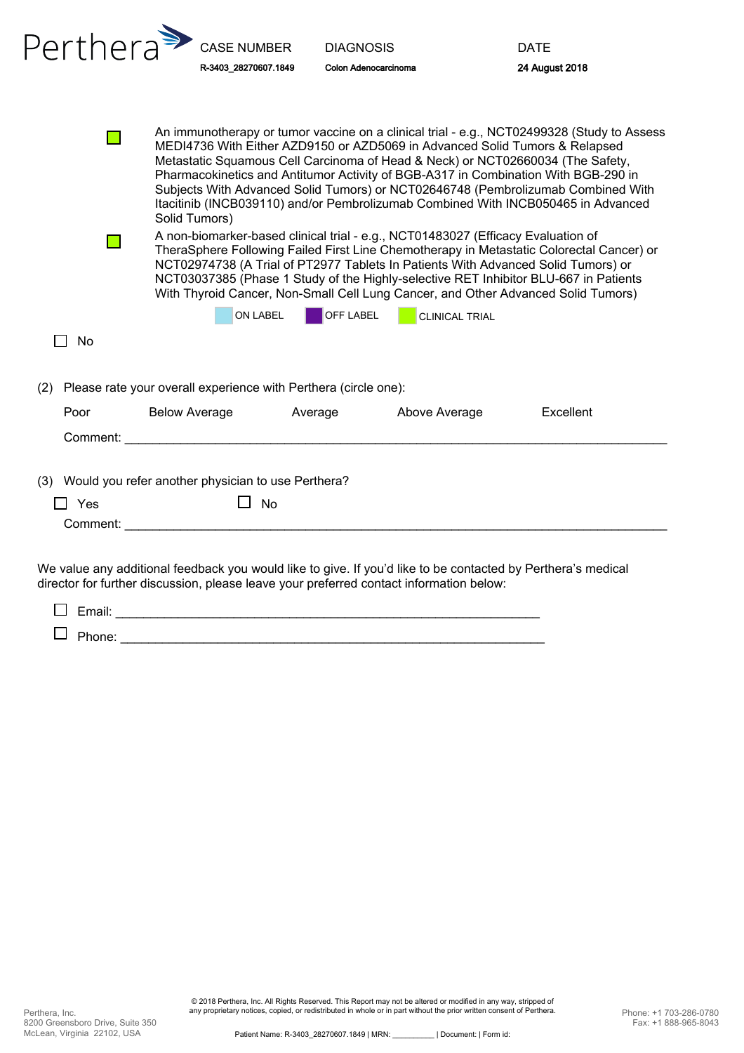| CASE NUMBER | DIAGNOSIS | DATE |
|---|---|---|
| R-3403_28270607.1849 | Colon Adenocarcinoma | 24 August 2018 |

- [ ] An immunotherapy or tumor vaccine on a clinical trial - e.g., NCT02499328 (Study to Assess MEDI4736 With Either AZD9150 or AZD5069 in Advanced Solid Tumors & Relapsed Metastatic Squamous Cell Carcinoma of Head & Neck) or NCT02660034 (The Safety, Pharmacokinetics and Antitumor Activity of BGB-A317 in Combination With BGB-290 in Subjects With Advanced Solid Tumors) or NCT02646748 (Pembrolizumab Combined With Itacitinib (INCB039110) and/or Pembrolizumab Combined With INCB050465 in Advanced Solid Tumors)
- [ ] A non-biomarker-based clinical trial - e.g., NCT01483027 (Efficacy Evaluation of TheraSphere Following Failed First Line Chemotherapy in Metastatic Colorectal Cancer) or NCT02974738 (A Trial of PT2977 Tablets In Patients With Advanced Solid Tumors) or NCT03037385 (Phase 1 Study of the Highly-selective RET Inhibitor BLU-667 in Patients With Thyroid Cancer, Non-Small Cell Lung Cancer, and Other Advanced Solid Tumors)

ON LABEL | OFF LABEL | CLINICAL TRIAL

- [ ] No

(2) Please rate your overall experience with Perthera (circle one):

Poor | Below Average | Average | Above Average | Excellent

Comment: ______________________________________________________________________________

(3) Would you refer another physician to use Perthera?

- [ ] Yes
- [ ] No

Comment: ______________________________________________________________________________

We value any additional feedback you would like to give. If you'd like to be contacted by Perthera's medical director for further discussion, please leave your preferred contact information below:

- [ ] Email: ______________________________________________________________
- [ ] Phone: ______________________________________________________________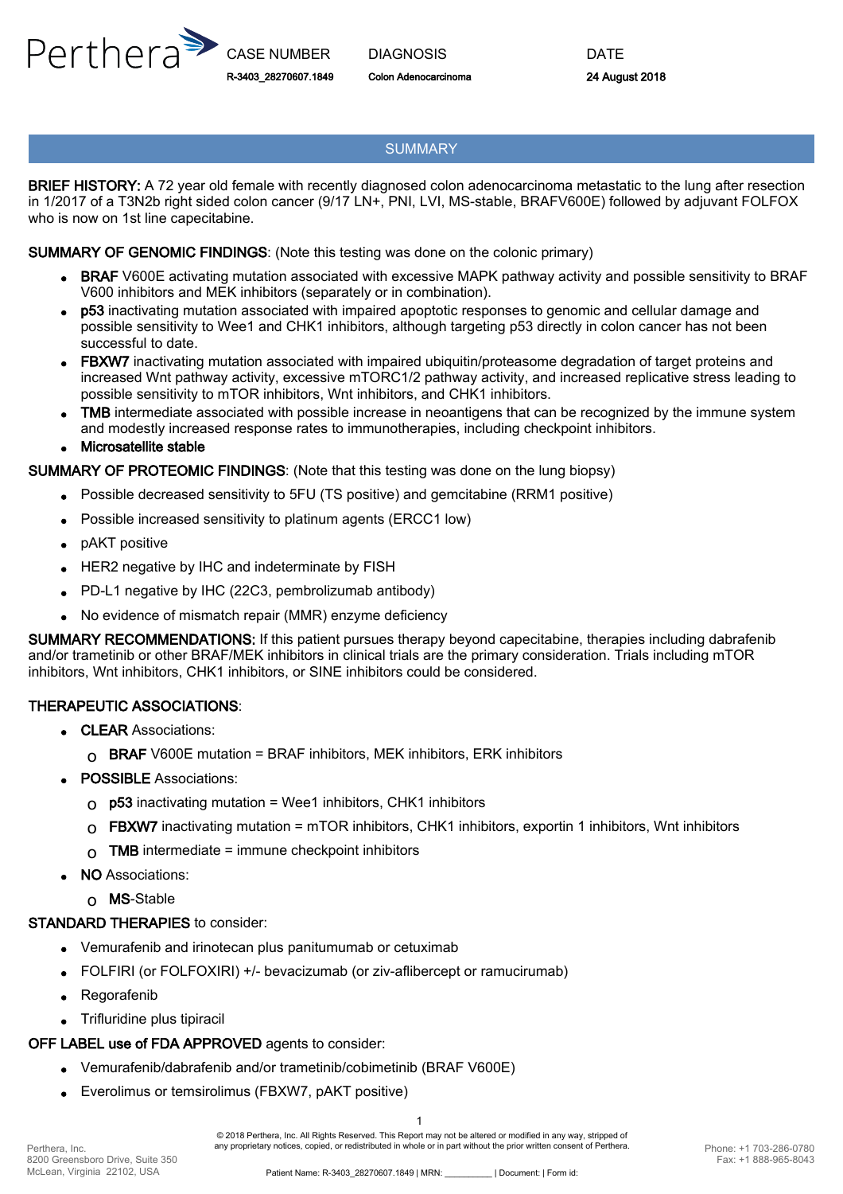| CASE NUMBER | DIAGNOSIS | DATE |
| --- | --- | --- |
| R-3403_28270607.1849 | Colon Adenocarcinoma | 24 August 2018 |

## SUMMARY

**BRIEF HISTORY:** A 72 year old female with recently diagnosed colon adenocarcinoma metastatic to the lung after resection in 1/2017 of a T3N2b right sided colon cancer (9/17 LN+, PNI, LVI, MS-stable, BRAFV600E) followed by adjuvant FOLFOX who is now on 1st line capecitabine.

**SUMMARY OF GENOMIC FINDINGS**: (Note this testing was done on the colonic primary)

- **BRAF** V600E activating mutation associated with excessive MAPK pathway activity and possible sensitivity to BRAF V600 inhibitors and MEK inhibitors (separately or in combination).
- **p53** inactivating mutation associated with impaired apoptotic responses to genomic and cellular damage and possible sensitivity to Wee1 and CHK1 inhibitors, although targeting p53 directly in colon cancer has not been successful to date.
- **FBXW7** inactivating mutation associated with impaired ubiquitin/proteasome degradation of target proteins and increased Wnt pathway activity, excessive mTORC1/2 pathway activity, and increased replicative stress leading to possible sensitivity to mTOR inhibitors, Wnt inhibitors, and CHK1 inhibitors.
- **TMB** intermediate associated with possible increase in neoantigens that can be recognized by the immune system and modestly increased response rates to immunotherapies, including checkpoint inhibitors.
- **Microsatellite stable**

**SUMMARY OF PROTEOMIC FINDINGS**: (Note that this testing was done on the lung biopsy)

- Possible decreased sensitivity to 5FU (TS positive) and gemcitabine (RRM1 positive)
- Possible increased sensitivity to platinum agents (ERCC1 low)
- pAKT positive
- HER2 negative by IHC and indeterminate by FISH
- PD-L1 negative by IHC (22C3, pembrolizumab antibody)
- No evidence of mismatch repair (MMR) enzyme deficiency

**SUMMARY RECOMMENDATIONS:** If this patient pursues therapy beyond capecitabine, therapies including dabrafenib and/or trametinib or other BRAF/MEK inhibitors in clinical trials are the primary consideration. Trials including mTOR inhibitors, Wnt inhibitors, CHK1 inhibitors, or SINE inhibitors could be considered.

**THERAPEUTIC ASSOCIATIONS**:

- **CLEAR** Associations:
  - **BRAF** V600E mutation = BRAF inhibitors, MEK inhibitors, ERK inhibitors
- **POSSIBLE** Associations:
  - **p53** inactivating mutation = Wee1 inhibitors, CHK1 inhibitors
  - **FBXW7** inactivating mutation = mTOR inhibitors, CHK1 inhibitors, exportin 1 inhibitors, Wnt inhibitors
  - **TMB** intermediate = immune checkpoint inhibitors
- **NO** Associations:
  - **MS**-Stable

**STANDARD THERAPIES** to consider:

- Vemurafenib and irinotecan plus panitumumab or cetuximab
- FOLFIRI (or FOLFOXIRI) +/- bevacizumab (or ziv-aflibercept or ramucirumab)
- Regorafenib
- Trifluridine plus tipiracil

**OFF LABEL use of FDA APPROVED** agents to consider:

- Vemurafenib/dabrafenib and/or trametinib/cobimetinib (BRAF V600E)
- Everolimus or temsirolimus (FBXW7, pAKT positive)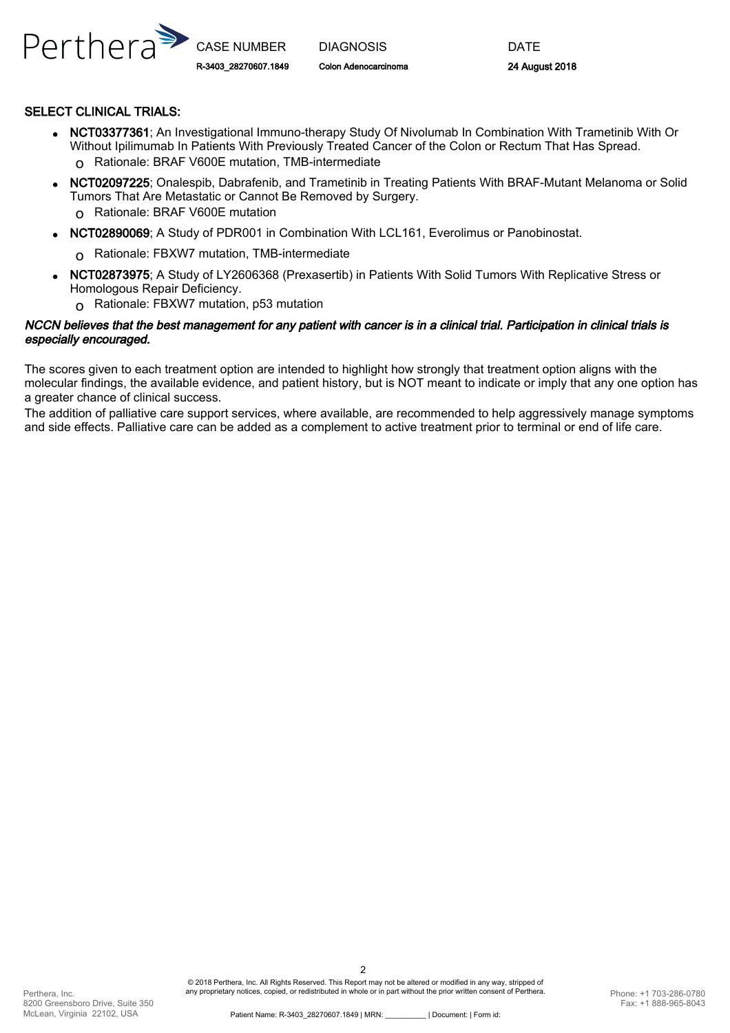SELECT CLINICAL TRIALS:

- **NCT03377361**; An Investigational Immuno-therapy Study Of Nivolumab In Combination With Trametinib With Or Without Ipilimumab In Patients With Previously Treated Cancer of the Colon or Rectum That Has Spread.
  - Rationale: BRAF V600E mutation, TMB-intermediate
- **NCT02097225**; Onalespib, Dabrafenib, and Trametinib in Treating Patients With BRAF-Mutant Melanoma or Solid Tumors That Are Metastatic or Cannot Be Removed by Surgery.
  - Rationale: BRAF V600E mutation
- **NCT02890069**; A Study of PDR001 in Combination With LCL161, Everolimus or Panobinostat.
  - Rationale: FBXW7 mutation, TMB-intermediate
- **NCT02873975**; A Study of LY2606368 (Prexasertib) in Patients With Solid Tumors With Replicative Stress or Homologous Repair Deficiency.
  - Rationale: FBXW7 mutation, p53 mutation

***NCCN believes that the best management for any patient with cancer is in a clinical trial. Participation in clinical trials is especially encouraged.***

The scores given to each treatment option are intended to highlight how strongly that treatment option aligns with the molecular findings, the available evidence, and patient history, but is NOT meant to indicate or imply that any one option has a greater chance of clinical success.

The addition of palliative care support services, where available, are recommended to help aggressively manage symptoms and side effects. Palliative care can be added as a complement to active treatment prior to terminal or end of life care.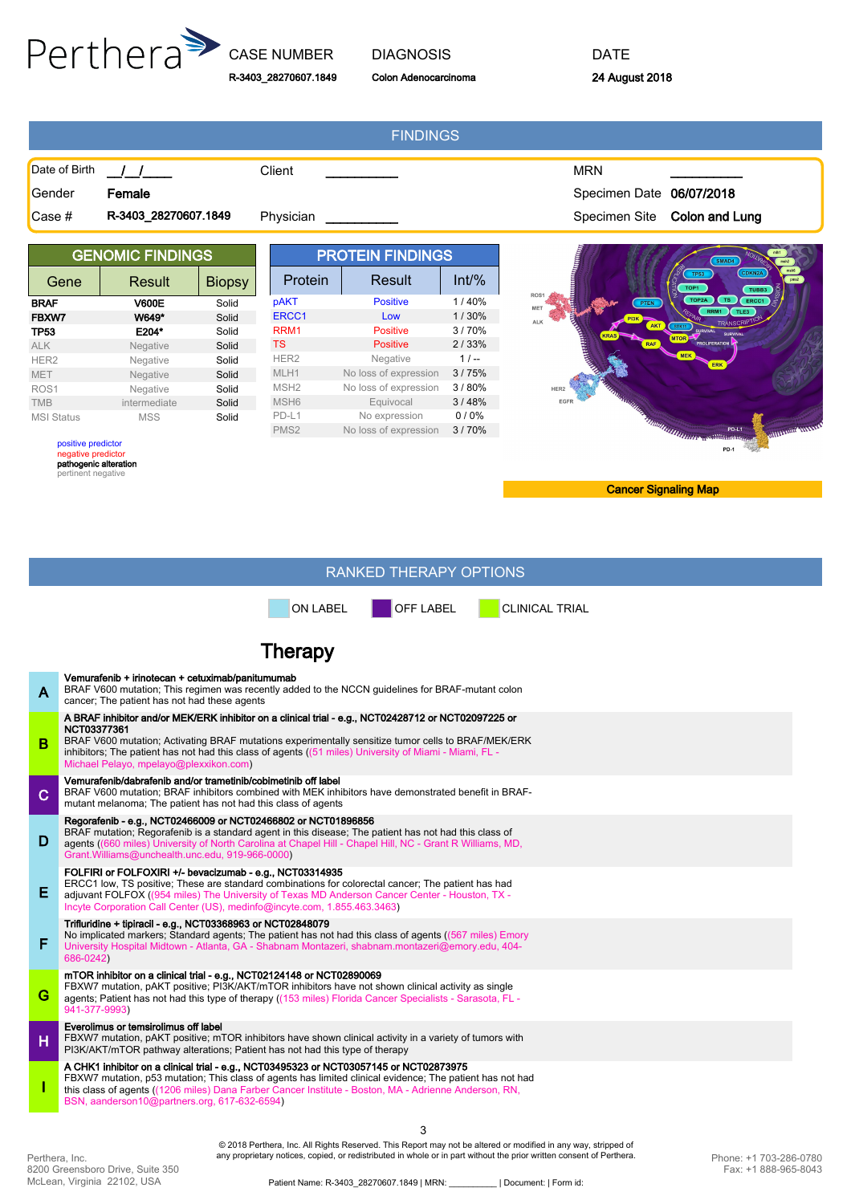Perthera

| CASE NUMBER | DIAGNOSIS | DATE |
|---|---|---|
| R-3403_28270607.1849 | Colon Adenocarcinoma | 24 August 2018 |

## FINDINGS

| | | | | | |
|---|---|---|---|---|---|
| Date of Birth | __/__/____ | Client | __________ | MRN | __________ |
| Gender | **Female** | | | Specimen Date | **06/07/2018** |
| Case # | **R-3403_28270607.1849** | Physician | __________ | Specimen Site | **Colon and Lung** |

### GENOMIC FINDINGS

| Gene | Result | Biopsy |
|---|---|---|
| **BRAF** | V600E | Solid |
| **FBXW7** | W649* | Solid |
| **TP53** | E204* | Solid |
| ALK | Negative | Solid |
| HER2 | Negative | Solid |
| MET | Negative | Solid |
| ROS1 | Negative | Solid |
| TMB | intermediate | Solid |
| MSI Status | MSS | Solid |

positive predictor
negative predictor
pathogenic alteration
pertinent negative

### PROTEIN FINDINGS

| Protein | Result | Int/% |
|---|---|---|
| pAKT | Positive | 1 / 40% |
| ERCC1 | Low | 1 / 30% |
| RRM1 | Positive | 3 / 70% |
| TS | Positive | 2 / 33% |
| HER2 | Negative | 1 / -- |
| MLH1 | No loss of expression | 3 / 75% |
| MSH2 | No loss of expression | 3 / 80% |
| MSH6 | Equivocal | 3 / 48% |
| PD-L1 | No expression | 0 / 0% |
| PMS2 | No loss of expression | 3 / 70% |

Cancer Signaling Map

## RANKED THERAPY OPTIONS

ON LABEL | OFF LABEL | CLINICAL TRIAL

### Therapy

**A** — **Vemurafenib + irinotecan + cetuximab/panitumumab**
BRAF V600 mutation; This regimen was recently added to the NCCN guidelines for BRAF-mutant colon cancer; The patient has not had these agents

**B** — **A BRAF inhibitor and/or MEK/ERK inhibitor on a clinical trial - e.g., NCT02428712 or NCT02097225 or NCT03377361**
BRAF V600 mutation; Activating BRAF mutations experimentally sensitize tumor cells to BRAF/MEK/ERK inhibitors; The patient has not had this class of agents ((51 miles) University of Miami - Miami, FL - Michael Pelayo, mpelayo@plexxikon.com)

**C** — **Vemurafenib/dabrafenib and/or trametinib/cobimetinib off label**
BRAF V600 mutation; BRAF inhibitors combined with MEK inhibitors have demonstrated benefit in BRAF-mutant melanoma; The patient has not had this class of agents

**D** — **Regorafenib - e.g., NCT02466009 or NCT02466802 or NCT01896856**
BRAF mutation; Regorafenib is a standard agent in this disease; The patient has not had this class of agents ((660 miles) University of North Carolina at Chapel Hill - Chapel Hill, NC - Grant R Williams, MD, Grant.Williams@unchealth.unc.edu, 919-966-0000)

**E** — **FOLFIRI or FOLFOXIRI +/- bevacizumab - e.g., NCT03314935**
ERCC1 low, TS positive; These are standard combinations for colorectal cancer; The patient has had adjuvant FOLFOX ((954 miles) The University of Texas MD Anderson Cancer Center - Houston, TX - Incyte Corporation Call Center (US), medinfo@incyte.com, 1.855.463.3463)

**F** — **Trifluridine + tipiracil - e.g., NCT03368963 or NCT02848079**
No implicated markers; Standard agents; The patient has not had this class of agents ((567 miles) Emory University Hospital Midtown - Atlanta, GA - Shabnam Montazeri, shabnam.montazeri@emory.edu, 404-686-0242)

**G** — **mTOR inhibitor on a clinical trial - e.g., NCT02124148 or NCT02890069**
FBXW7 mutation, pAKT positive; PI3K/AKT/mTOR inhibitors have not shown clinical activity as single agents; Patient has not had this type of therapy ((153 miles) Florida Cancer Specialists - Sarasota, FL - 941-377-9993)

**H** — **Everolimus or temsirolimus off label**
FBXW7 mutation, pAKT positive; mTOR inhibitors have shown clinical activity in a variety of tumors with PI3K/AKT/mTOR pathway alterations; Patient has not had this type of therapy

**I** — **A CHK1 inhibitor on a clinical trial - e.g., NCT03495323 or NCT03057145 or NCT02873975**
FBXW7 mutation, p53 mutation; This class of agents has limited clinical evidence; The patient has not had this class of agents ((1206 miles) Dana Farber Cancer Institute - Boston, MA - Adrienne Anderson, RN, BSN, aanderson10@partners.org, 617-632-6594)

© 2018 Perthera, Inc. All Rights Reserved. This Report may not be altered or modified in any way, stripped of any proprietary notices, copied, or redistributed in whole or in part without the prior written consent of Perthera.

Perthera, Inc.
8200 Greensboro Drive, Suite 350
McLean, Virginia 22102, USA

Phone: +1 703-286-0780
Fax: +1 888-965-8043

Patient Name: R-3403_28270607.1849 | MRN: __________ | Document: | Form id: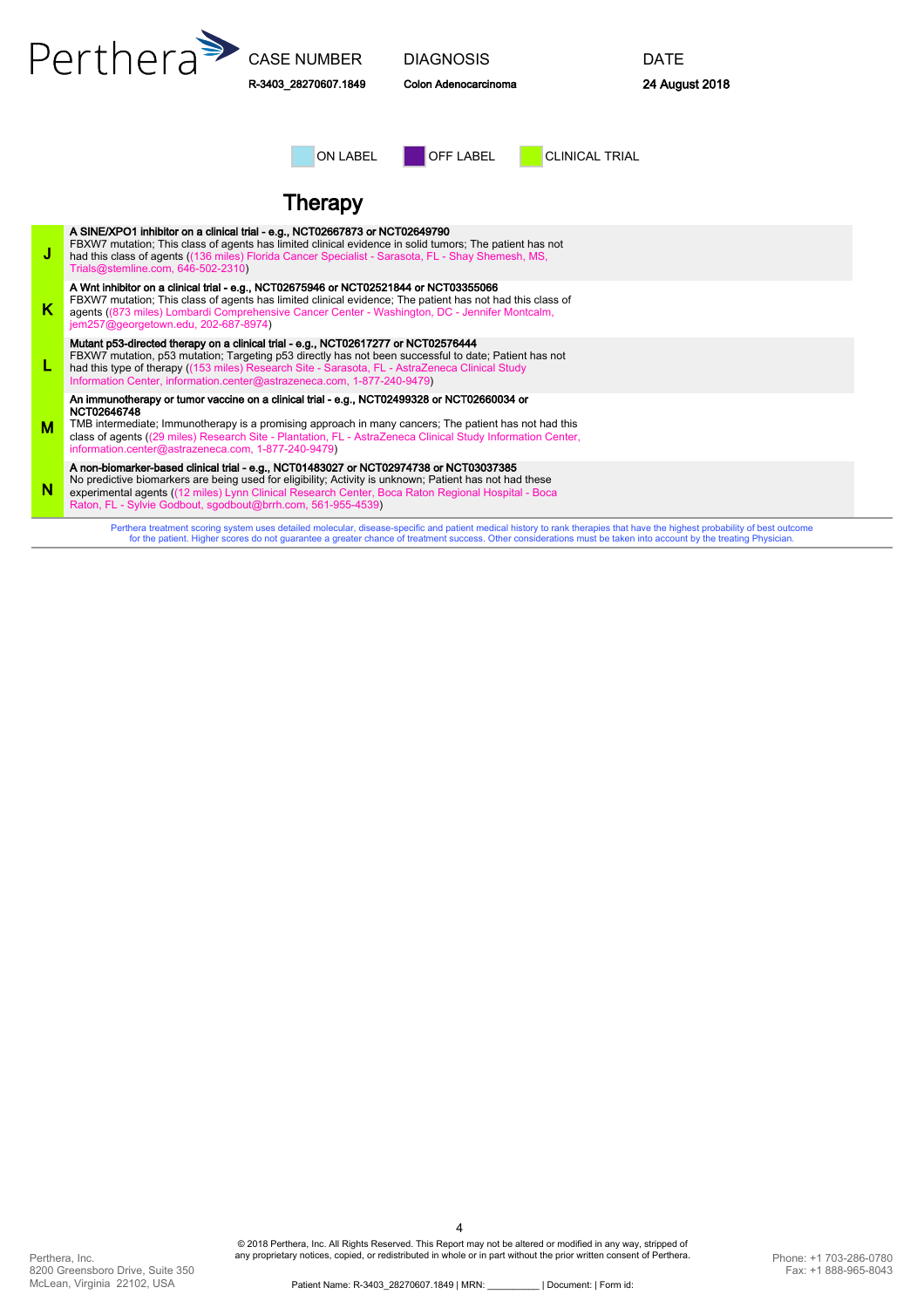| CASE NUMBER | DIAGNOSIS | DATE |
|---|---|---|
| R-3403_28270607.1849 | Colon Adenocarcinoma | 24 August 2018 |

ON LABEL | OFF LABEL | CLINICAL TRIAL

# Therapy

| | |
|---|---|
| J | **A SINE/XPO1 inhibitor on a clinical trial - e.g., NCT02667873 or NCT02649790** FBXW7 mutation; This class of agents has limited clinical evidence in solid tumors; The patient has not had this class of agents ((136 miles) Florida Cancer Specialist - Sarasota, FL - Shay Shemesh, MS, Trials@stemline.com, 646-502-2310) |
| K | **A Wnt inhibitor on a clinical trial - e.g., NCT02675946 or NCT02521844 or NCT03355066** FBXW7 mutation; This class of agents has limited clinical evidence; The patient has not had this class of agents ((873 miles) Lombardi Comprehensive Cancer Center - Washington, DC - Jennifer Montcalm, jem257@georgetown.edu, 202-687-8974) |
| L | **Mutant p53-directed therapy on a clinical trial - e.g., NCT02617277 or NCT02576444** FBXW7 mutation, p53 mutation; Targeting p53 directly has not been successful to date; Patient has not had this type of therapy ((153 miles) Research Site - Sarasota, FL - AstraZeneca Clinical Study Information Center, information.center@astrazeneca.com, 1-877-240-9479) |
| M | **An immunotherapy or tumor vaccine on a clinical trial - e.g., NCT02499328 or NCT02660034 or NCT02646748** TMB intermediate; Immunotherapy is a promising approach in many cancers; The patient has not had this class of agents ((29 miles) Research Site - Plantation, FL - AstraZeneca Clinical Study Information Center, information.center@astrazeneca.com, 1-877-240-9479) |
| N | **A non-biomarker-based clinical trial - e.g., NCT01483027 or NCT02974738 or NCT03037385** No predictive biomarkers are being used for eligibility; Activity is unknown; Patient has not had these experimental agents ((12 miles) Lynn Clinical Research Center, Boca Raton Regional Hospital - Boca Raton, FL - Sylvie Godbout, sgodbout@brrh.com, 561-955-4539) |

Perthera treatment scoring system uses detailed molecular, disease-specific and patient medical history to rank therapies that have the highest probability of best outcome for the patient. Higher scores do not guarantee a greater chance of treatment success. Other considerations must be taken into account by the treating Physician.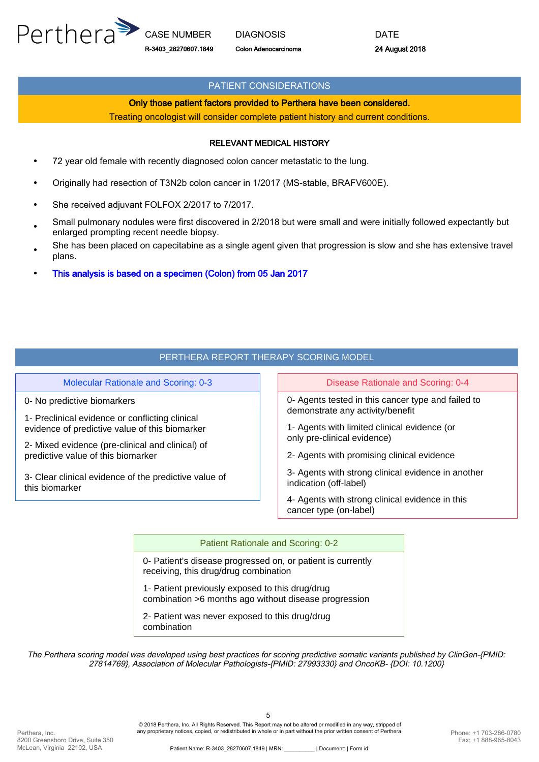Perthera

| CASE NUMBER | DIAGNOSIS | DATE |
| --- | --- | --- |
| R-3403_28270607.1849 | Colon Adenocarcinoma | 24 August 2018 |

## PATIENT CONSIDERATIONS

**Only those patient factors provided to Perthera have been considered.**

Treating oncologist will consider complete patient history and current conditions.

### RELEVANT MEDICAL HISTORY

- 72 year old female with recently diagnosed colon cancer metastatic to the lung.
- Originally had resection of T3N2b colon cancer in 1/2017 (MS-stable, BRAFV600E).
- She received adjuvant FOLFOX 2/2017 to 7/2017.
- Small pulmonary nodules were first discovered in 2/2018 but were small and were initially followed expectantly but enlarged prompting recent needle biopsy.
- She has been placed on capecitabine as a single agent given that progression is slow and she has extensive travel plans.
- This analysis is based on a specimen (Colon) from 05 Jan 2017

## PERTHERA REPORT THERAPY SCORING MODEL

| Molecular Rationale and Scoring: 0-3 |
| --- |
| 0- No predictive biomarkers |
| 1- Preclinical evidence or conflicting clinical evidence of predictive value of this biomarker |
| 2- Mixed evidence (pre-clinical and clinical) of predictive value of this biomarker |
| 3- Clear clinical evidence of the predictive value of this biomarker |

| Disease Rationale and Scoring: 0-4 |
| --- |
| 0- Agents tested in this cancer type and failed to demonstrate any activity/benefit |
| 1- Agents with limited clinical evidence (or only pre-clinical evidence) |
| 2- Agents with promising clinical evidence |
| 3- Agents with strong clinical evidence in another indication (off-label) |
| 4- Agents with strong clinical evidence in this cancer type (on-label) |

| Patient Rationale and Scoring: 0-2 |
| --- |
| 0- Patient's disease progressed on, or patient is currently receiving, this drug/drug combination |
| 1- Patient previously exposed to this drug/drug combination >6 months ago without disease progression |
| 2- Patient was never exposed to this drug/drug combination |

*The Perthera scoring model was developed using best practices for scoring predictive somatic variants published by ClinGen-{PMID: 27814769}, Association of Molecular Pathologists-{PMID: 27993330} and OncoKB- {DOI: 10.1200}*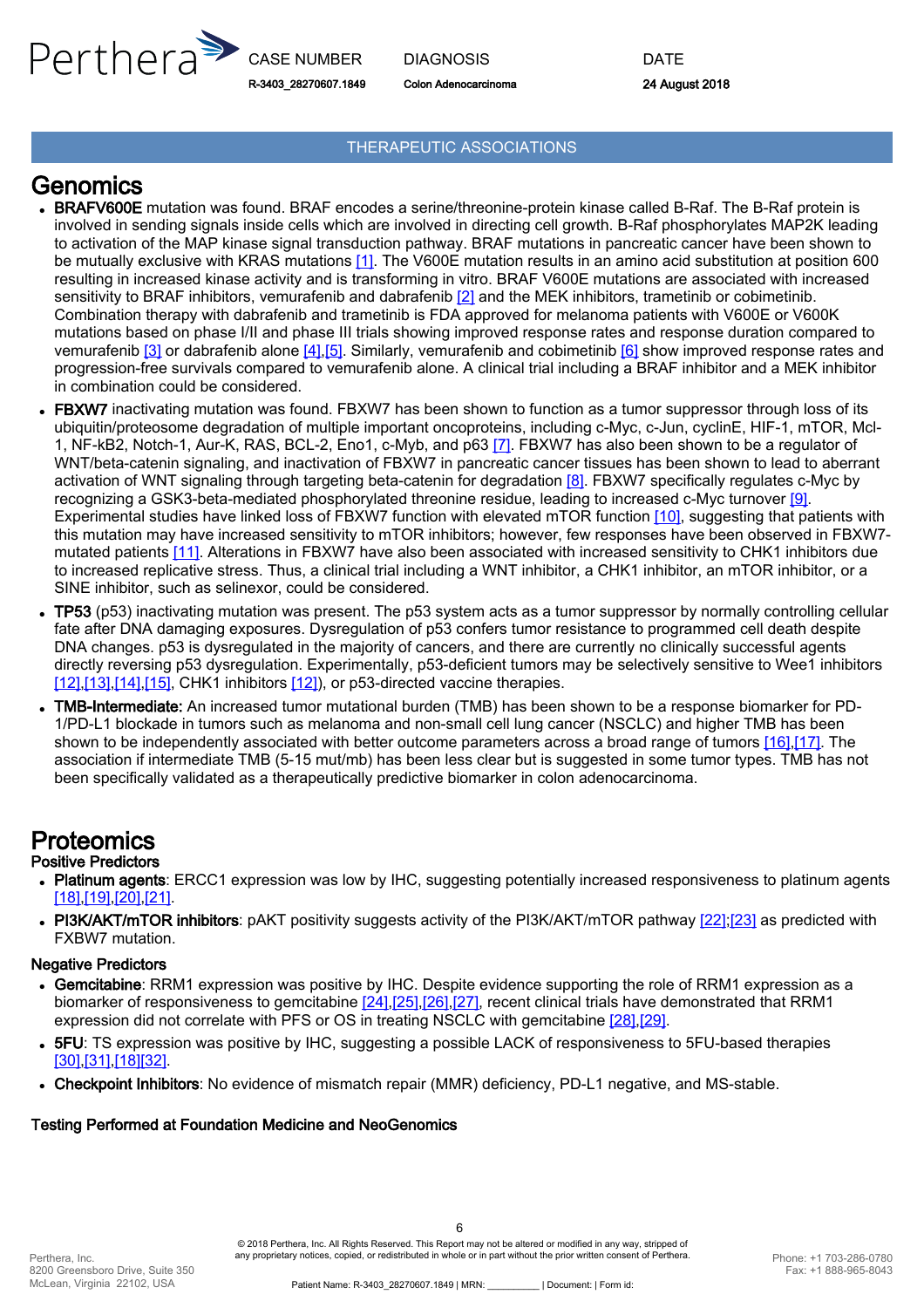## THERAPEUTIC ASSOCIATIONS

# Genomics

- **BRAFV600E** mutation was found. BRAF encodes a serine/threonine-protein kinase called B-Raf. The B-Raf protein is involved in sending signals inside cells which are involved in directing cell growth. B-Raf phosphorylates MAP2K leading to activation of the MAP kinase signal transduction pathway. BRAF mutations in pancreatic cancer have been shown to be mutually exclusive with KRAS mutations [1]. The V600E mutation results in an amino acid substitution at position 600 resulting in increased kinase activity and is transforming in vitro. BRAF V600E mutations are associated with increased sensitivity to BRAF inhibitors, vemurafenib and dabrafenib [2] and the MEK inhibitors, trametinib or cobimetinib. Combination therapy with dabrafenib and trametinib is FDA approved for melanoma patients with V600E or V600K mutations based on phase I/II and phase III trials showing improved response rates and response duration compared to vemurafenib [3] or dabrafenib alone [4],[5]. Similarly, vemurafenib and cobimetinib [6] show improved response rates and progression-free survivals compared to vemurafenib alone. A clinical trial including a BRAF inhibitor and a MEK inhibitor in combination could be considered.
- **FBXW7** inactivating mutation was found. FBXW7 has been shown to function as a tumor suppressor through loss of its ubiquitin/proteosome degradation of multiple important oncoproteins, including c-Myc, c-Jun, cyclinE, HIF-1, mTOR, Mcl-1, NF-kB2, Notch-1, Aur-K, RAS, BCL-2, Eno1, c-Myb, and p63 [7]. FBXW7 has also been shown to be a regulator of WNT/beta-catenin signaling, and inactivation of FBXW7 in pancreatic cancer tissues has been shown to lead to aberrant activation of WNT signaling through targeting beta-catenin for degradation [8]. FBXW7 specifically regulates c-Myc by recognizing a GSK3-beta-mediated phosphorylated threonine residue, leading to increased c-Myc turnover [9]. Experimental studies have linked loss of FBXW7 function with elevated mTOR function [10], suggesting that patients with this mutation may have increased sensitivity to mTOR inhibitors; however, few responses have been observed in FBXW7-mutated patients [11]. Alterations in FBXW7 have also been associated with increased sensitivity to CHK1 inhibitors due to increased replicative stress. Thus, a clinical trial including a WNT inhibitor, a CHK1 inhibitor, an mTOR inhibitor, or a SINE inhibitor, such as selinexor, could be considered.
- **TP53** (p53) inactivating mutation was present. The p53 system acts as a tumor suppressor by normally controlling cellular fate after DNA damaging exposures. Dysregulation of p53 confers tumor resistance to programmed cell death despite DNA changes. p53 is dysregulated in the majority of cancers, and there are currently no clinically successful agents directly reversing p53 dysregulation. Experimentally, p53-deficient tumors may be selectively sensitive to Wee1 inhibitors [12],[13],[14],[15], CHK1 inhibitors [12]), or p53-directed vaccine therapies.
- **TMB-Intermediate:** An increased tumor mutational burden (TMB) has been shown to be a response biomarker for PD-1/PD-L1 blockade in tumors such as melanoma and non-small cell lung cancer (NSCLC) and higher TMB has been shown to be independently associated with better outcome parameters across a broad range of tumors [16],[17]. The association if intermediate TMB (5-15 mut/mb) has been less clear but is suggested in some tumor types. TMB has not been specifically validated as a therapeutically predictive biomarker in colon adenocarcinoma.

# Proteomics

### Positive Predictors

- **Platinum agents**: ERCC1 expression was low by IHC, suggesting potentially increased responsiveness to platinum agents [18],[19],[20],[21].
- **PI3K/AKT/mTOR inhibitors**: pAKT positivity suggests activity of the PI3K/AKT/mTOR pathway [22];[23] as predicted with FXBW7 mutation.

### Negative Predictors

- **Gemcitabine**: RRM1 expression was positive by IHC. Despite evidence supporting the role of RRM1 expression as a biomarker of responsiveness to gemcitabine [24],[25],[26],[27], recent clinical trials have demonstrated that RRM1 expression did not correlate with PFS or OS in treating NSCLC with gemcitabine [28],[29].
- **5FU**: TS expression was positive by IHC, suggesting a possible LACK of responsiveness to 5FU-based therapies [30],[31],[18][32].
- **Checkpoint Inhibitors**: No evidence of mismatch repair (MMR) deficiency, PD-L1 negative, and MS-stable.

**Testing Performed at Foundation Medicine and NeoGenomics**